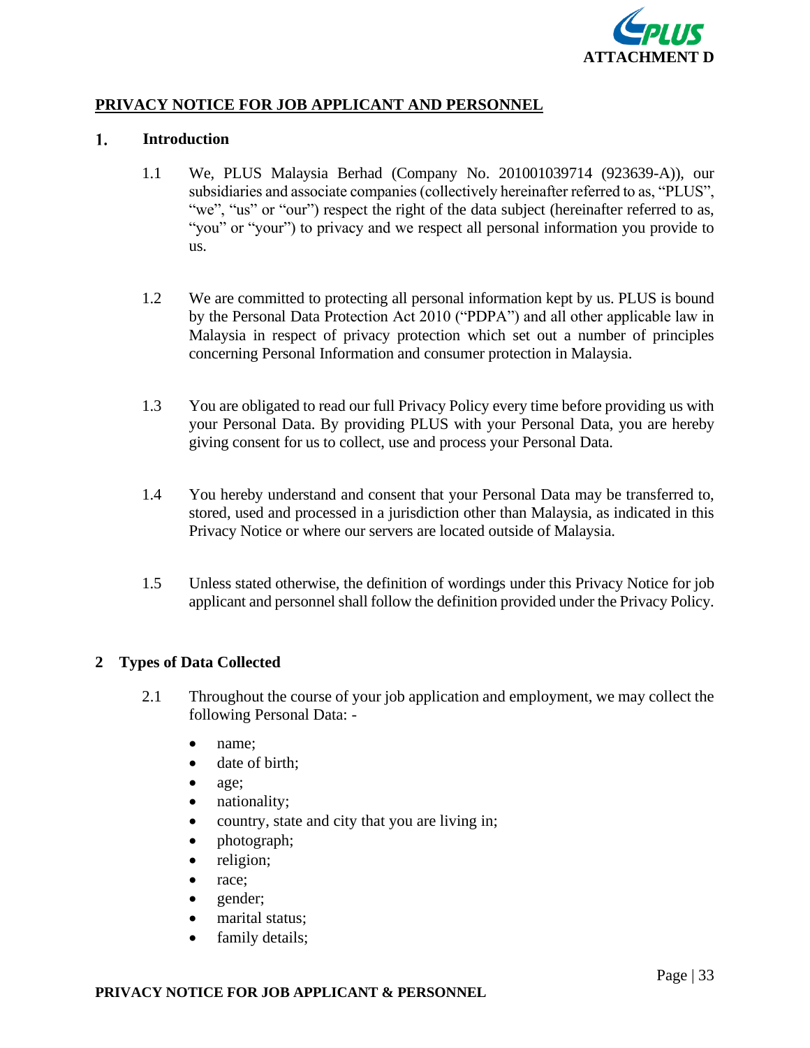**ATTACHMENT D**

# PRIVACY NOTICE FOR JOB APPLICANT AND PERSONNEL

## 1. Introduction

1.1 We, PLUS Malaysia Berhad (Company No. 201001039714 (923639-A)), our subsidiaries and associate companies (collectively hereinafter referred to as, "PLUS", "we", "us" or "our") respect the right of the data subject (hereinafter referred to as, "you" or "your") to privacy and we respect all personal information you provide to us.

1.2 We are committed to protecting all personal information kept by us. PLUS is bound by the Personal Data Protection Act 2010 ("PDPA") and all other applicable law in Malaysia in respect of privacy protection which set out a number of principles concerning Personal Information and consumer protection in Malaysia.

1.3 You are obligated to read our full Privacy Policy every time before providing us with your Personal Data. By providing PLUS with your Personal Data, you are hereby giving consent for us to collect, use and process your Personal Data.

1.4 You hereby understand and consent that your Personal Data may be transferred to, stored, used and processed in a jurisdiction other than Malaysia, as indicated in this Privacy Notice or where our servers are located outside of Malaysia.

1.5 Unless stated otherwise, the definition of wordings under this Privacy Notice for job applicant and personnel shall follow the definition provided under the Privacy Policy.

## 2 Types of Data Collected

2.1 Throughout the course of your job application and employment, we may collect the following Personal Data: -

- name;
- date of birth;
- age;
- nationality;
- country, state and city that you are living in;
- photograph;
- religion;
- race;
- gender;
- marital status;
- family details;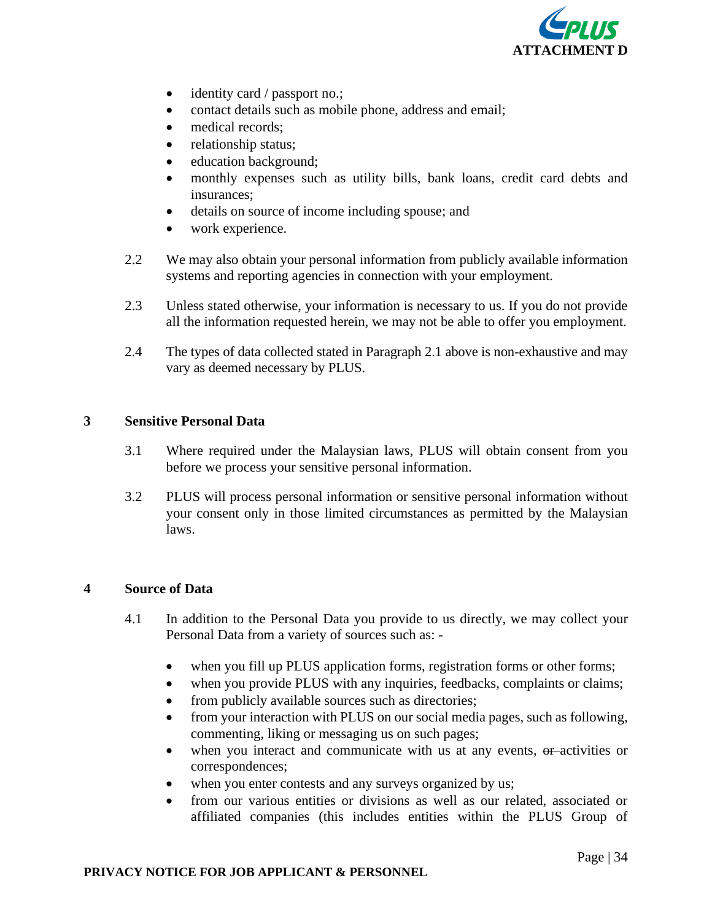- identity card / passport no.;
- contact details such as mobile phone, address and email;
- medical records;
- relationship status;
- education background;
- monthly expenses such as utility bills, bank loans, credit card debts and insurances;
- details on source of income including spouse; and
- work experience.

2.2 We may also obtain your personal information from publicly available information systems and reporting agencies in connection with your employment.

2.3 Unless stated otherwise, your information is necessary to us. If you do not provide all the information requested herein, we may not be able to offer you employment.

2.4 The types of data collected stated in Paragraph 2.1 above is non-exhaustive and may vary as deemed necessary by PLUS.

## 3 Sensitive Personal Data

3.1 Where required under the Malaysian laws, PLUS will obtain consent from you before we process your sensitive personal information.

3.2 PLUS will process personal information or sensitive personal information without your consent only in those limited circumstances as permitted by the Malaysian laws.

## 4 Source of Data

4.1 In addition to the Personal Data you provide to us directly, we may collect your Personal Data from a variety of sources such as: -

- when you fill up PLUS application forms, registration forms or other forms;
- when you provide PLUS with any inquiries, feedbacks, complaints or claims;
- from publicly available sources such as directories;
- from your interaction with PLUS on our social media pages, such as following, commenting, liking or messaging us on such pages;
- when you interact and communicate with us at any events, ~~or~~ activities or correspondences;
- when you enter contests and any surveys organized by us;
- from our various entities or divisions as well as our related, associated or affiliated companies (this includes entities within the PLUS Group of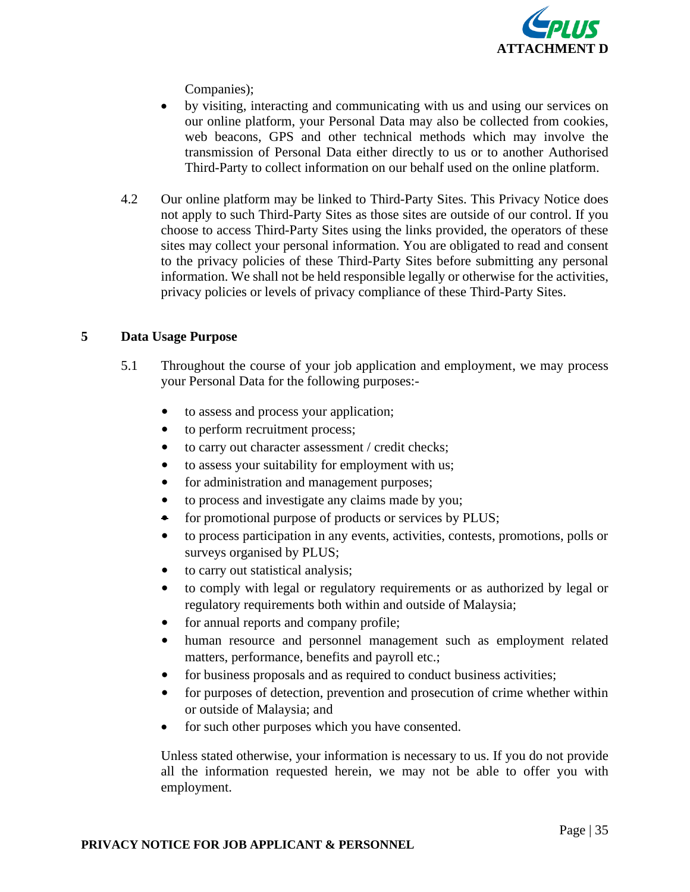Companies);

- by visiting, interacting and communicating with us and using our services on our online platform, your Personal Data may also be collected from cookies, web beacons, GPS and other technical methods which may involve the transmission of Personal Data either directly to us or to another Authorised Third-Party to collect information on our behalf used on the online platform.

4.2 Our online platform may be linked to Third-Party Sites. This Privacy Notice does not apply to such Third-Party Sites as those sites are outside of our control. If you choose to access Third-Party Sites using the links provided, the operators of these sites may collect your personal information. You are obligated to read and consent to the privacy policies of these Third-Party Sites before submitting any personal information. We shall not be held responsible legally or otherwise for the activities, privacy policies or levels of privacy compliance of these Third-Party Sites.

## 5 Data Usage Purpose

5.1 Throughout the course of your job application and employment, we may process your Personal Data for the following purposes:-

- to assess and process your application;
- to perform recruitment process;
- to carry out character assessment / credit checks;
- to assess your suitability for employment with us;
- for administration and management purposes;
- to process and investigate any claims made by you;
- for promotional purpose of products or services by PLUS;
- to process participation in any events, activities, contests, promotions, polls or surveys organised by PLUS;
- to carry out statistical analysis;
- to comply with legal or regulatory requirements or as authorized by legal or regulatory requirements both within and outside of Malaysia;
- for annual reports and company profile;
- human resource and personnel management such as employment related matters, performance, benefits and payroll etc.;
- for business proposals and as required to conduct business activities;
- for purposes of detection, prevention and prosecution of crime whether within or outside of Malaysia; and
- for such other purposes which you have consented.

Unless stated otherwise, your information is necessary to us. If you do not provide all the information requested herein, we may not be able to offer you with employment.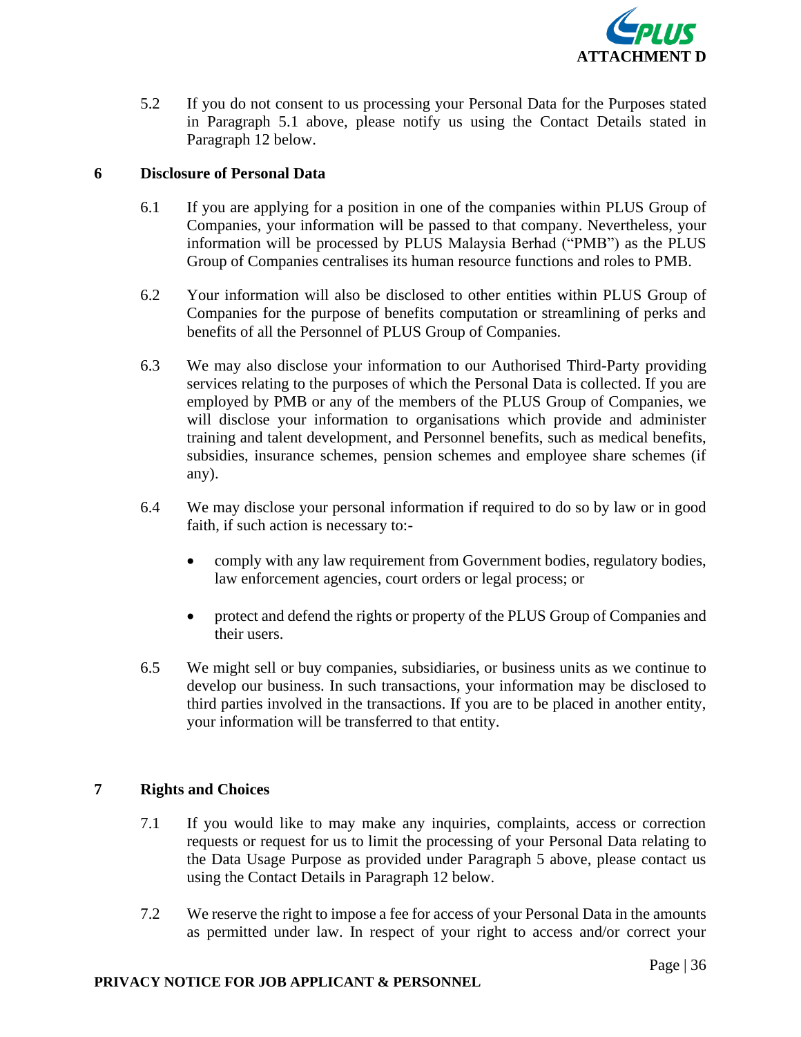5.2 If you do not consent to us processing your Personal Data for the Purposes stated in Paragraph 5.1 above, please notify us using the Contact Details stated in Paragraph 12 below.

## 6 Disclosure of Personal Data

6.1 If you are applying for a position in one of the companies within PLUS Group of Companies, your information will be passed to that company. Nevertheless, your information will be processed by PLUS Malaysia Berhad ("PMB") as the PLUS Group of Companies centralises its human resource functions and roles to PMB.

6.2 Your information will also be disclosed to other entities within PLUS Group of Companies for the purpose of benefits computation or streamlining of perks and benefits of all the Personnel of PLUS Group of Companies.

6.3 We may also disclose your information to our Authorised Third-Party providing services relating to the purposes of which the Personal Data is collected. If you are employed by PMB or any of the members of the PLUS Group of Companies, we will disclose your information to organisations which provide and administer training and talent development, and Personnel benefits, such as medical benefits, subsidies, insurance schemes, pension schemes and employee share schemes (if any).

6.4 We may disclose your personal information if required to do so by law or in good faith, if such action is necessary to:-

- comply with any law requirement from Government bodies, regulatory bodies, law enforcement agencies, court orders or legal process; or
- protect and defend the rights or property of the PLUS Group of Companies and their users.

6.5 We might sell or buy companies, subsidiaries, or business units as we continue to develop our business. In such transactions, your information may be disclosed to third parties involved in the transactions. If you are to be placed in another entity, your information will be transferred to that entity.

## 7 Rights and Choices

7.1 If you would like to may make any inquiries, complaints, access or correction requests or request for us to limit the processing of your Personal Data relating to the Data Usage Purpose as provided under Paragraph 5 above, please contact us using the Contact Details in Paragraph 12 below.

7.2 We reserve the right to impose a fee for access of your Personal Data in the amounts as permitted under law. In respect of your right to access and/or correct your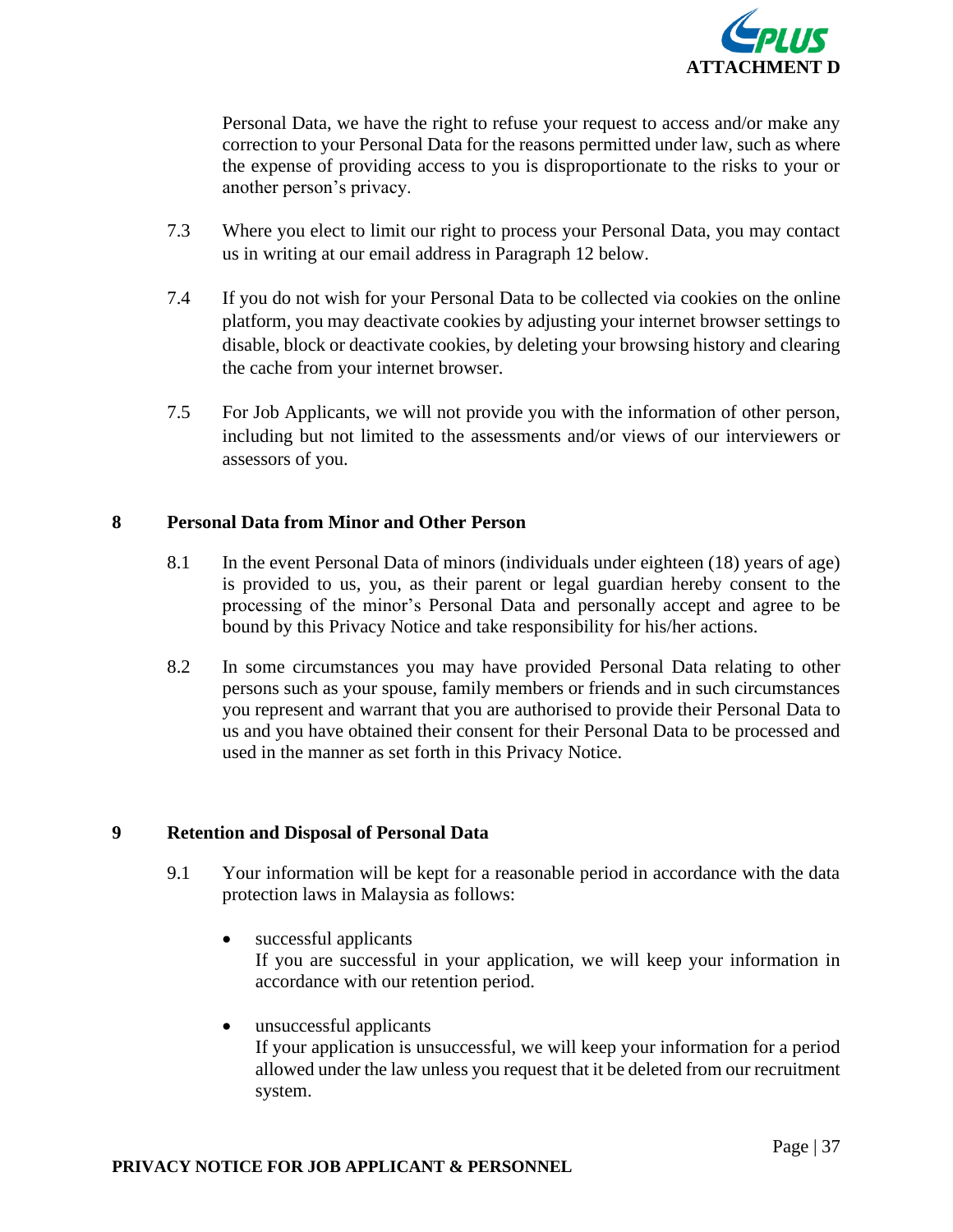Personal Data, we have the right to refuse your request to access and/or make any correction to your Personal Data for the reasons permitted under law, such as where the expense of providing access to you is disproportionate to the risks to your or another person's privacy.

7.3 Where you elect to limit our right to process your Personal Data, you may contact us in writing at our email address in Paragraph 12 below.

7.4 If you do not wish for your Personal Data to be collected via cookies on the online platform, you may deactivate cookies by adjusting your internet browser settings to disable, block or deactivate cookies, by deleting your browsing history and clearing the cache from your internet browser.

7.5 For Job Applicants, we will not provide you with the information of other person, including but not limited to the assessments and/or views of our interviewers or assessors of you.

## 8 Personal Data from Minor and Other Person

8.1 In the event Personal Data of minors (individuals under eighteen (18) years of age) is provided to us, you, as their parent or legal guardian hereby consent to the processing of the minor's Personal Data and personally accept and agree to be bound by this Privacy Notice and take responsibility for his/her actions.

8.2 In some circumstances you may have provided Personal Data relating to other persons such as your spouse, family members or friends and in such circumstances you represent and warrant that you are authorised to provide their Personal Data to us and you have obtained their consent for their Personal Data to be processed and used in the manner as set forth in this Privacy Notice.

## 9 Retention and Disposal of Personal Data

9.1 Your information will be kept for a reasonable period in accordance with the data protection laws in Malaysia as follows:

- successful applicants
  If you are successful in your application, we will keep your information in accordance with our retention period.

- unsuccessful applicants
  If your application is unsuccessful, we will keep your information for a period allowed under the law unless you request that it be deleted from our recruitment system.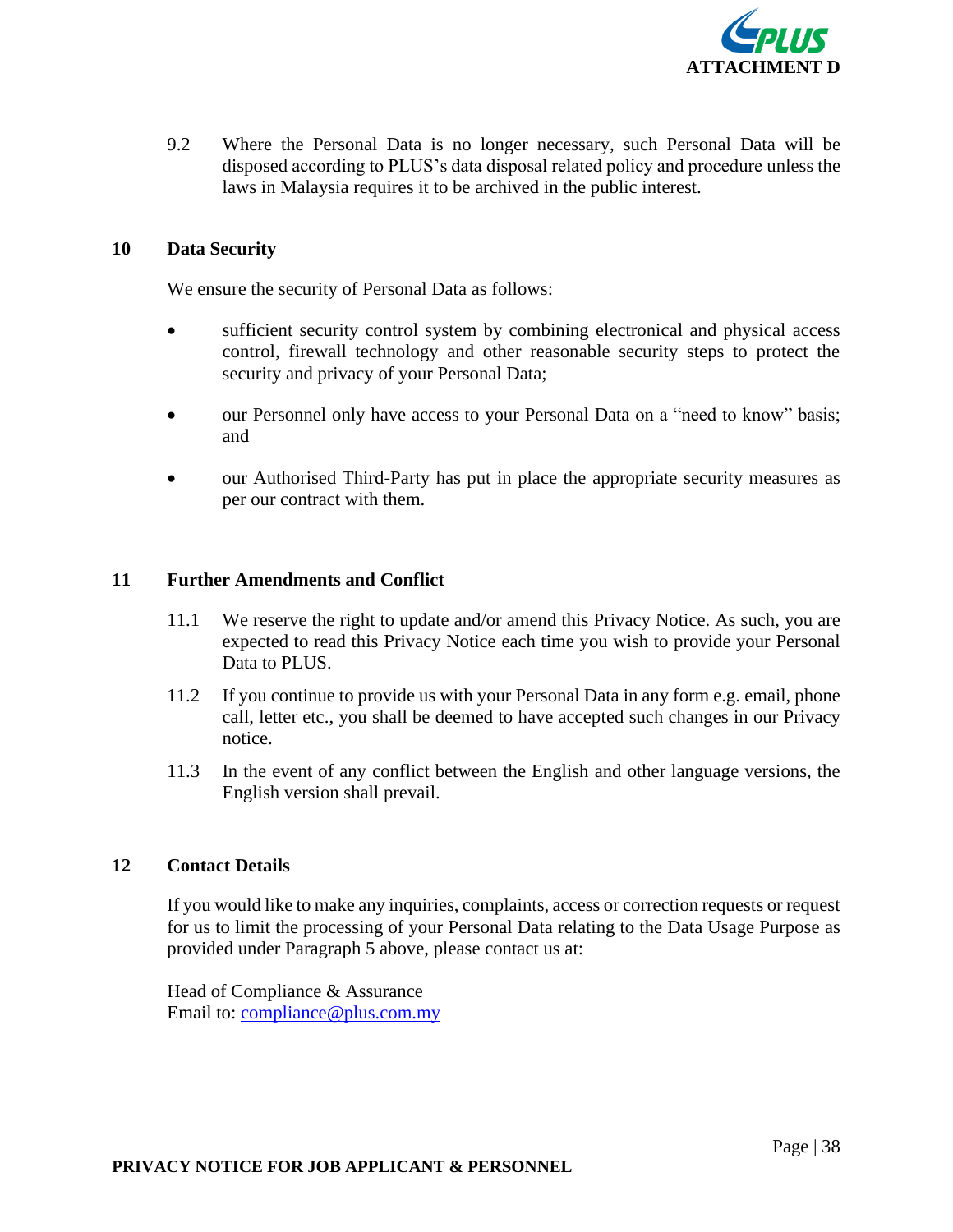9.2 Where the Personal Data is no longer necessary, such Personal Data will be disposed according to PLUS's data disposal related policy and procedure unless the laws in Malaysia requires it to be archived in the public interest.

## 10 Data Security

We ensure the security of Personal Data as follows:

- sufficient security control system by combining electronical and physical access control, firewall technology and other reasonable security steps to protect the security and privacy of your Personal Data;
- our Personnel only have access to your Personal Data on a "need to know" basis; and
- our Authorised Third-Party has put in place the appropriate security measures as per our contract with them.

## 11 Further Amendments and Conflict

11.1 We reserve the right to update and/or amend this Privacy Notice. As such, you are expected to read this Privacy Notice each time you wish to provide your Personal Data to PLUS.

11.2 If you continue to provide us with your Personal Data in any form e.g. email, phone call, letter etc., you shall be deemed to have accepted such changes in our Privacy notice.

11.3 In the event of any conflict between the English and other language versions, the English version shall prevail.

## 12 Contact Details

If you would like to make any inquiries, complaints, access or correction requests or request for us to limit the processing of your Personal Data relating to the Data Usage Purpose as provided under Paragraph 5 above, please contact us at:

Head of Compliance & Assurance
Email to: compliance@plus.com.my